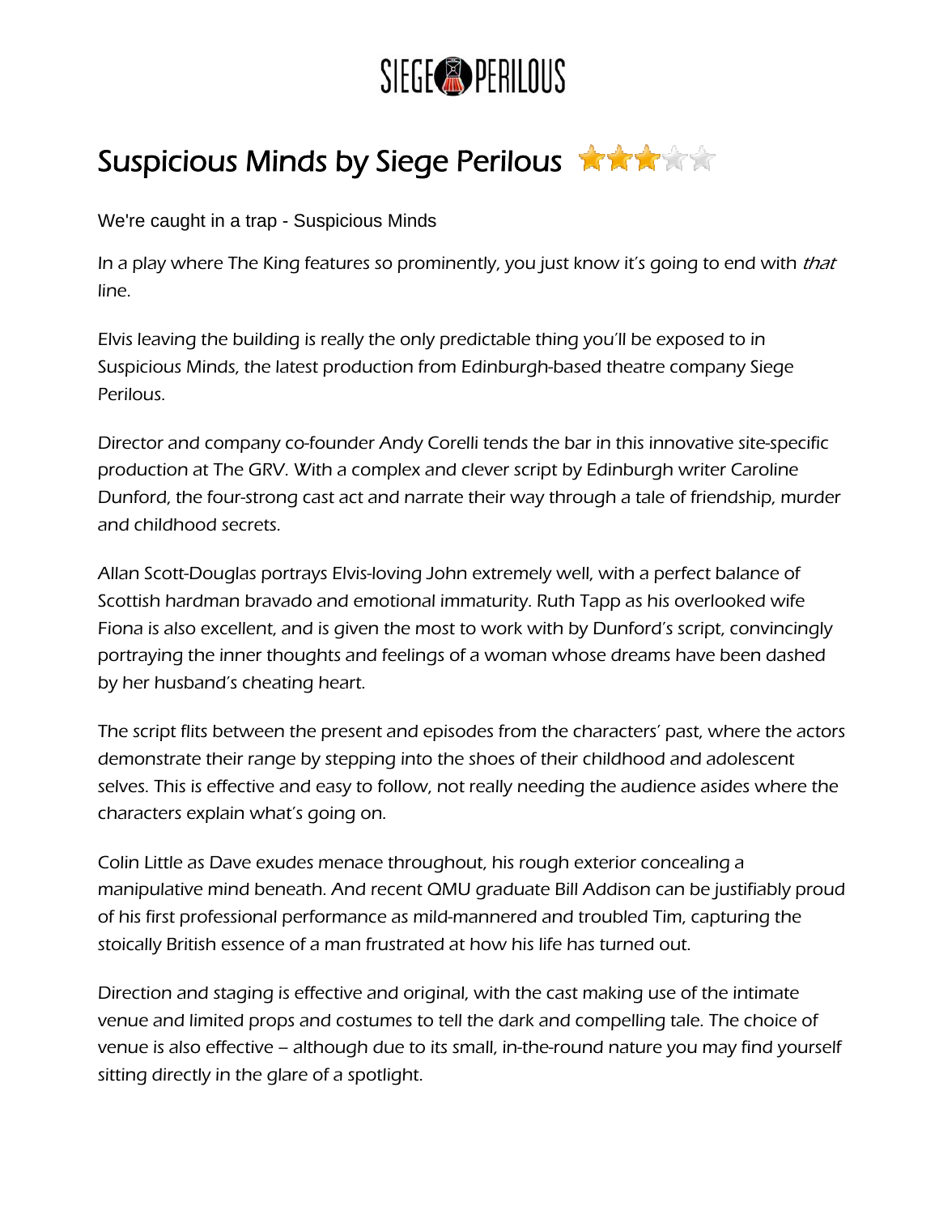SIEGE PERILOUS

# Suspicious Minds by Siege Perilous

We're caught in a trap - Suspicious Minds

In a play where The King features so prominently, you just know it's going to end with *that* line.

Elvis leaving the building is really the only predictable thing you'll be exposed to in Suspicious Minds, the latest production from Edinburgh-based theatre company Siege Perilous.

Director and company co-founder Andy Corelli tends the bar in this innovative site-specific production at The GRV. With a complex and clever script by Edinburgh writer Caroline Dunford, the four-strong cast act and narrate their way through a tale of friendship, murder and childhood secrets.

Allan Scott-Douglas portrays Elvis-loving John extremely well, with a perfect balance of Scottish hardman bravado and emotional immaturity. Ruth Tapp as his overlooked wife Fiona is also excellent, and is given the most to work with by Dunford's script, convincingly portraying the inner thoughts and feelings of a woman whose dreams have been dashed by her husband's cheating heart.

The script flits between the present and episodes from the characters' past, where the actors demonstrate their range by stepping into the shoes of their childhood and adolescent selves. This is effective and easy to follow, not really needing the audience asides where the characters explain what's going on.

Colin Little as Dave exudes menace throughout, his rough exterior concealing a manipulative mind beneath. And recent QMU graduate Bill Addison can be justifiably proud of his first professional performance as mild-mannered and troubled Tim, capturing the stoically British essence of a man frustrated at how his life has turned out.

Direction and staging is effective and original, with the cast making use of the intimate venue and limited props and costumes to tell the dark and compelling tale. The choice of venue is also effective – although due to its small, in-the-round nature you may find yourself sitting directly in the glare of a spotlight.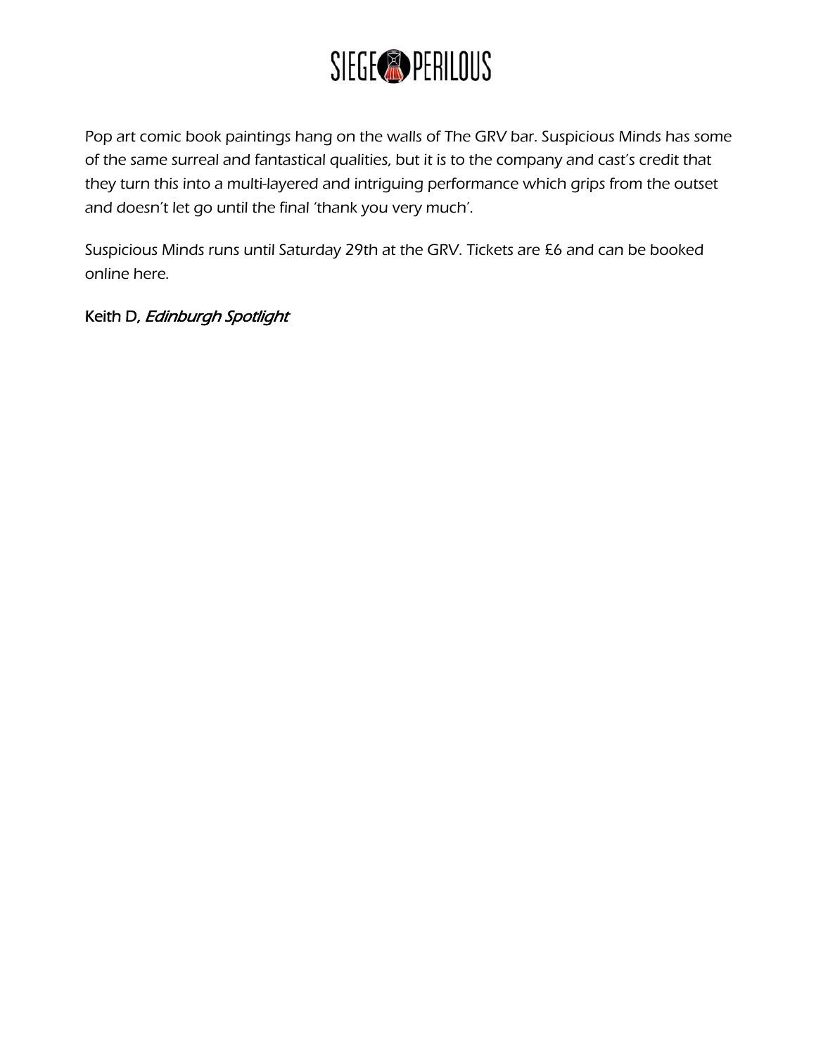Pop art comic book paintings hang on the walls of The GRV bar. Suspicious Minds has some of the same surreal and fantastical qualities, but it is to the company and cast's credit that they turn this into a multi-layered and intriguing performance which grips from the outset and doesn't let go until the final 'thank you very much'.

Suspicious Minds runs until Saturday 29th at the GRV. Tickets are £6 and can be booked online here.

Keith D, *Edinburgh Spotlight*